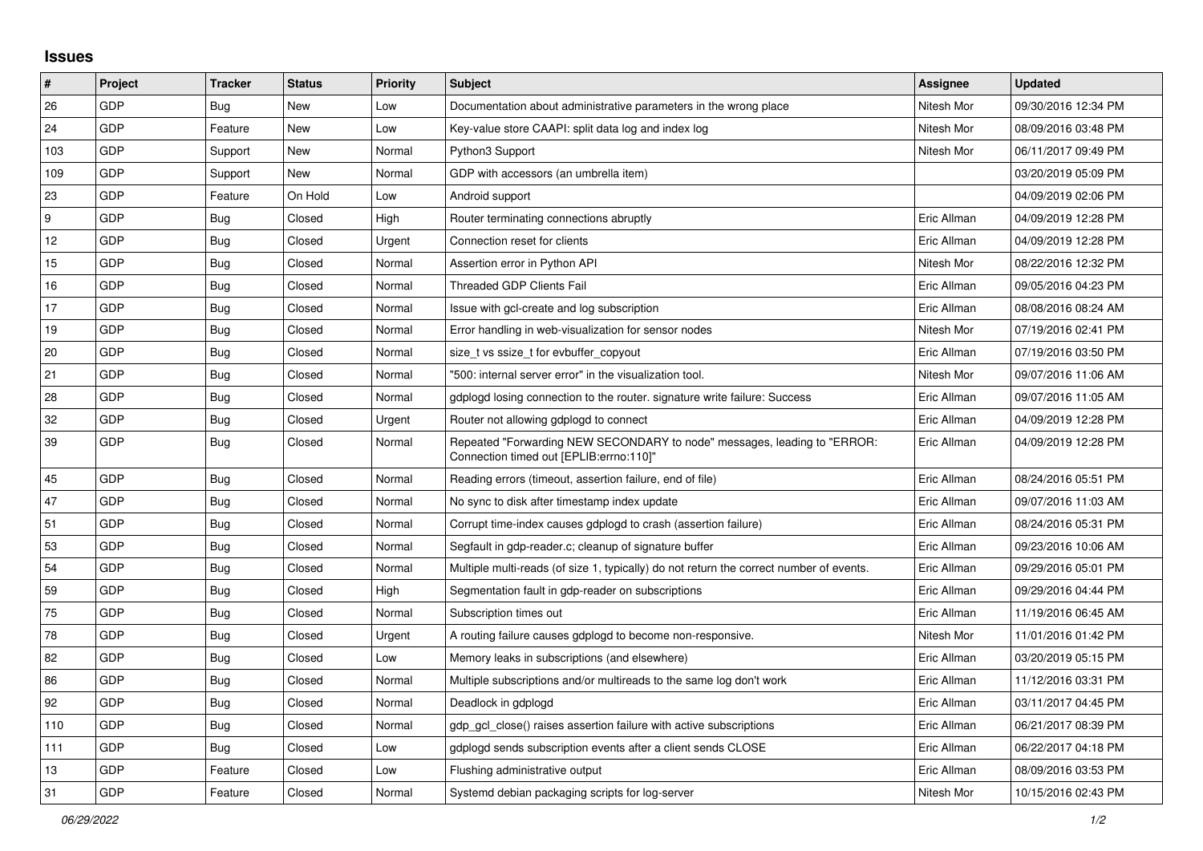## Issues

| # | Project | Tracker | Status | Priority | Subject | Assignee | Updated |
|---|---|---|---|---|---|---|---|
| 26 | GDP | Bug | New | Low | Documentation about administrative parameters in the wrong place | Nitesh Mor | 09/30/2016 12:34 PM |
| 24 | GDP | Feature | New | Low | Key-value store CAAPI: split data log and index log | Nitesh Mor | 08/09/2016 03:48 PM |
| 103 | GDP | Support | New | Normal | Python3 Support | Nitesh Mor | 06/11/2017 09:49 PM |
| 109 | GDP | Support | New | Normal | GDP with accessors (an umbrella item) | | 03/20/2019 05:09 PM |
| 23 | GDP | Feature | On Hold | Low | Android support | | 04/09/2019 02:06 PM |
| 9 | GDP | Bug | Closed | High | Router terminating connections abruptly | Eric Allman | 04/09/2019 12:28 PM |
| 12 | GDP | Bug | Closed | Urgent | Connection reset for clients | Eric Allman | 04/09/2019 12:28 PM |
| 15 | GDP | Bug | Closed | Normal | Assertion error in Python API | Nitesh Mor | 08/22/2016 12:32 PM |
| 16 | GDP | Bug | Closed | Normal | Threaded GDP Clients Fail | Eric Allman | 09/05/2016 04:23 PM |
| 17 | GDP | Bug | Closed | Normal | Issue with gcl-create and log subscription | Eric Allman | 08/08/2016 08:24 AM |
| 19 | GDP | Bug | Closed | Normal | Error handling in web-visualization for sensor nodes | Nitesh Mor | 07/19/2016 02:41 PM |
| 20 | GDP | Bug | Closed | Normal | size_t vs ssize_t for evbuffer_copyout | Eric Allman | 07/19/2016 03:50 PM |
| 21 | GDP | Bug | Closed | Normal | "500: internal server error" in the visualization tool. | Nitesh Mor | 09/07/2016 11:06 AM |
| 28 | GDP | Bug | Closed | Normal | gdplogd losing connection to the router. signature write failure: Success | Eric Allman | 09/07/2016 11:05 AM |
| 32 | GDP | Bug | Closed | Urgent | Router not allowing gdplogd to connect | Eric Allman | 04/09/2019 12:28 PM |
| 39 | GDP | Bug | Closed | Normal | Repeated "Forwarding NEW SECONDARY to node" messages, leading to "ERROR: Connection timed out [EPLIB:errno:110]" | Eric Allman | 04/09/2019 12:28 PM |
| 45 | GDP | Bug | Closed | Normal | Reading errors (timeout, assertion failure, end of file) | Eric Allman | 08/24/2016 05:51 PM |
| 47 | GDP | Bug | Closed | Normal | No sync to disk after timestamp index update | Eric Allman | 09/07/2016 11:03 AM |
| 51 | GDP | Bug | Closed | Normal | Corrupt time-index causes gdplogd to crash (assertion failure) | Eric Allman | 08/24/2016 05:31 PM |
| 53 | GDP | Bug | Closed | Normal | Segfault in gdp-reader.c; cleanup of signature buffer | Eric Allman | 09/23/2016 10:06 AM |
| 54 | GDP | Bug | Closed | Normal | Multiple multi-reads (of size 1, typically) do not return the correct number of events. | Eric Allman | 09/29/2016 05:01 PM |
| 59 | GDP | Bug | Closed | High | Segmentation fault in gdp-reader on subscriptions | Eric Allman | 09/29/2016 04:44 PM |
| 75 | GDP | Bug | Closed | Normal | Subscription times out | Eric Allman | 11/19/2016 06:45 AM |
| 78 | GDP | Bug | Closed | Urgent | A routing failure causes gdplogd to become non-responsive. | Nitesh Mor | 11/01/2016 01:42 PM |
| 82 | GDP | Bug | Closed | Low | Memory leaks in subscriptions (and elsewhere) | Eric Allman | 03/20/2019 05:15 PM |
| 86 | GDP | Bug | Closed | Normal | Multiple subscriptions and/or multireads to the same log don't work | Eric Allman | 11/12/2016 03:31 PM |
| 92 | GDP | Bug | Closed | Normal | Deadlock in gdplogd | Eric Allman | 03/11/2017 04:45 PM |
| 110 | GDP | Bug | Closed | Normal | gdp_gcl_close() raises assertion failure with active subscriptions | Eric Allman | 06/21/2017 08:39 PM |
| 111 | GDP | Bug | Closed | Low | gdplogd sends subscription events after a client sends CLOSE | Eric Allman | 06/22/2017 04:18 PM |
| 13 | GDP | Feature | Closed | Low | Flushing administrative output | Eric Allman | 08/09/2016 03:53 PM |
| 31 | GDP | Feature | Closed | Normal | Systemd debian packaging scripts for log-server | Nitesh Mor | 10/15/2016 02:43 PM |

*06/29/2022*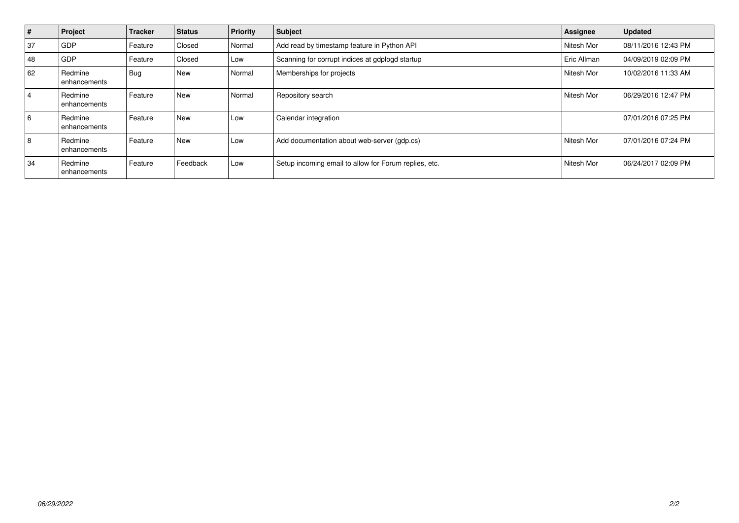| # | Project | Tracker | Status | Priority | Subject | Assignee | Updated |
|---|---|---|---|---|---|---|---|
| 37 | GDP | Feature | Closed | Normal | Add read by timestamp feature in Python API | Nitesh Mor | 08/11/2016 12:43 PM |
| 48 | GDP | Feature | Closed | Low | Scanning for corrupt indices at gdplogd startup | Eric Allman | 04/09/2019 02:09 PM |
| 62 | Redmine enhancements | Bug | New | Normal | Memberships for projects | Nitesh Mor | 10/02/2016 11:33 AM |
| 4 | Redmine enhancements | Feature | New | Normal | Repository search | Nitesh Mor | 06/29/2016 12:47 PM |
| 6 | Redmine enhancements | Feature | New | Low | Calendar integration | | 07/01/2016 07:25 PM |
| 8 | Redmine enhancements | Feature | New | Low | Add documentation about web-server (gdp.cs) | Nitesh Mor | 07/01/2016 07:24 PM |
| 34 | Redmine enhancements | Feature | Feedback | Low | Setup incoming email to allow for Forum replies, etc. | Nitesh Mor | 06/24/2017 02:09 PM |